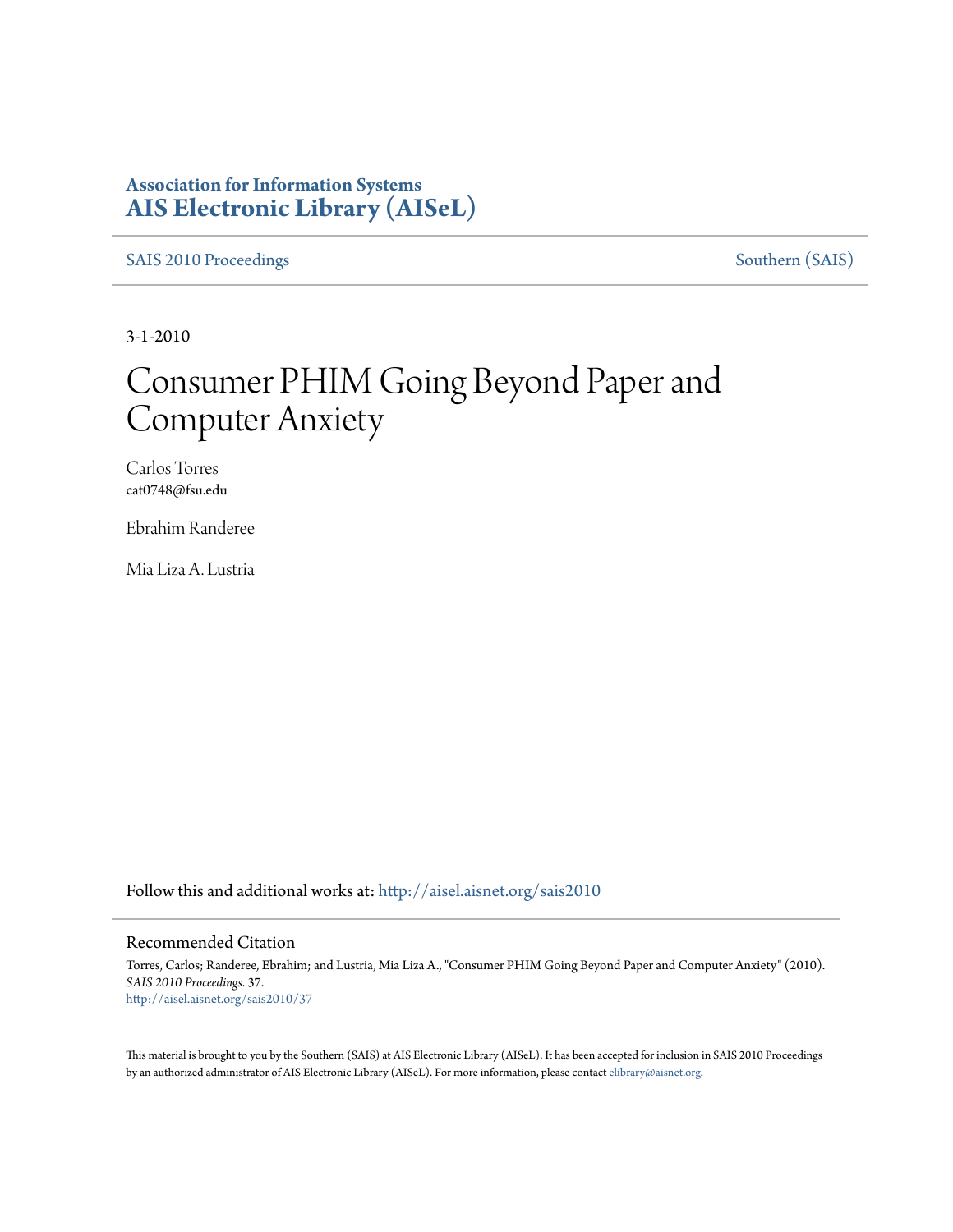**Association for Information Systems**
**AIS Electronic Library (AISeL)**

SAIS 2010 Proceedings | Southern (SAIS)

3-1-2010

# Consumer PHIM Going Beyond Paper and Computer Anxiety

Carlos Torres
cat0748@fsu.edu

Ebrahim Randeree

Mia Liza A. Lustria

Follow this and additional works at: http://aisel.aisnet.org/sais2010

## Recommended Citation

Torres, Carlos; Randeree, Ebrahim; and Lustria, Mia Liza A., "Consumer PHIM Going Beyond Paper and Computer Anxiety" (2010). *SAIS 2010 Proceedings*. 37.
http://aisel.aisnet.org/sais2010/37

This material is brought to you by the Southern (SAIS) at AIS Electronic Library (AISeL). It has been accepted for inclusion in SAIS 2010 Proceedings by an authorized administrator of AIS Electronic Library (AISeL). For more information, please contact elibrary@aisnet.org.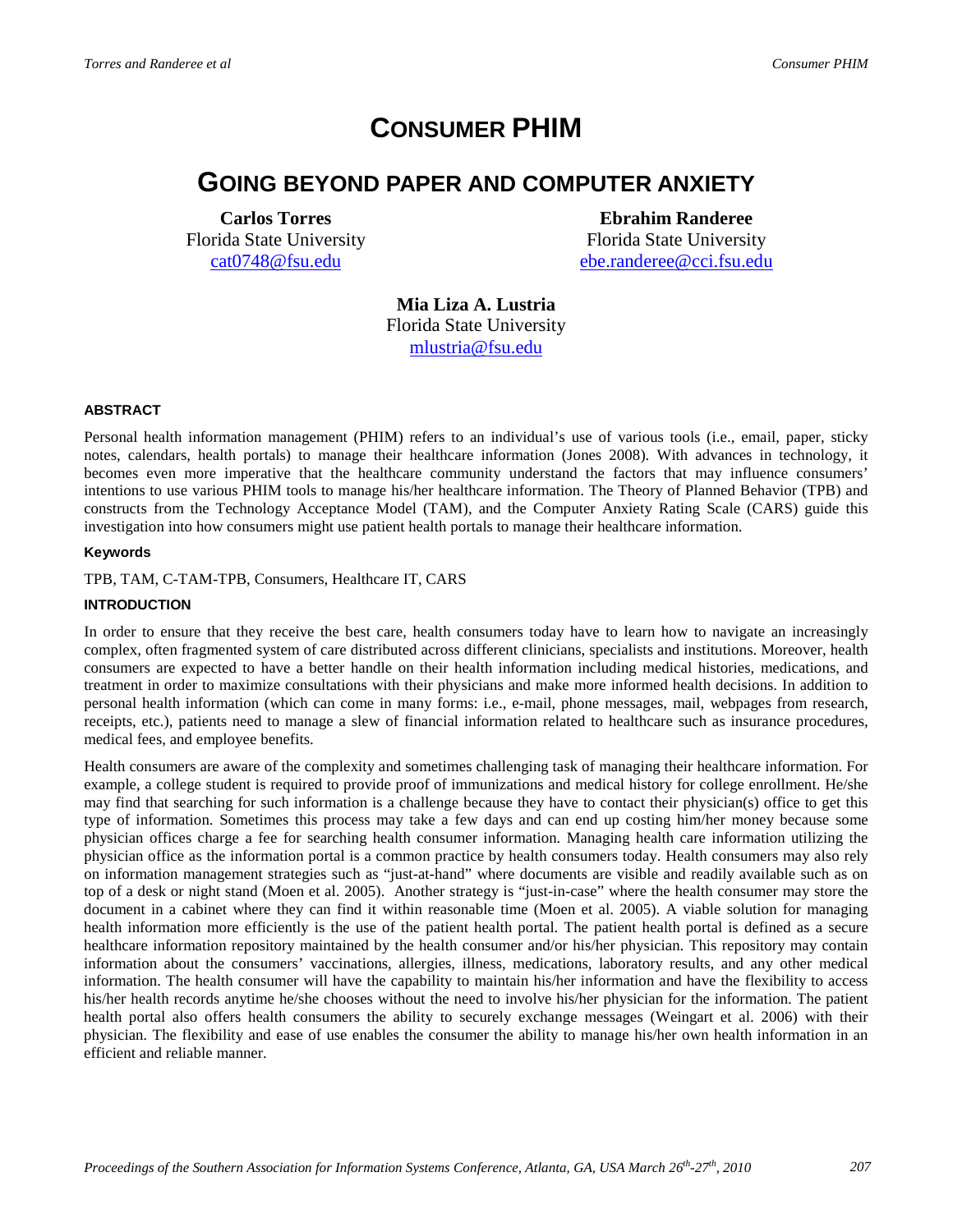# CONSUMER PHIM

## GOING BEYOND PAPER AND COMPUTER ANXIETY

**Carlos Torres**
Florida State University
cat0748@fsu.edu

**Ebrahim Randeree**
Florida State University
ebe.randeree@cci.fsu.edu

**Mia Liza A. Lustria**
Florida State University
mlustria@fsu.edu

### ABSTRACT

Personal health information management (PHIM) refers to an individual's use of various tools (i.e., email, paper, sticky notes, calendars, health portals) to manage their healthcare information (Jones 2008). With advances in technology, it becomes even more imperative that the healthcare community understand the factors that may influence consumers' intentions to use various PHIM tools to manage his/her healthcare information. The Theory of Planned Behavior (TPB) and constructs from the Technology Acceptance Model (TAM), and the Computer Anxiety Rating Scale (CARS) guide this investigation into how consumers might use patient health portals to manage their healthcare information.

### Keywords

TPB, TAM, C-TAM-TPB, Consumers, Healthcare IT, CARS

### INTRODUCTION

In order to ensure that they receive the best care, health consumers today have to learn how to navigate an increasingly complex, often fragmented system of care distributed across different clinicians, specialists and institutions. Moreover, health consumers are expected to have a better handle on their health information including medical histories, medications, and treatment in order to maximize consultations with their physicians and make more informed health decisions. In addition to personal health information (which can come in many forms: i.e., e-mail, phone messages, mail, webpages from research, receipts, etc.), patients need to manage a slew of financial information related to healthcare such as insurance procedures, medical fees, and employee benefits.

Health consumers are aware of the complexity and sometimes challenging task of managing their healthcare information. For example, a college student is required to provide proof of immunizations and medical history for college enrollment. He/she may find that searching for such information is a challenge because they have to contact their physician(s) office to get this type of information. Sometimes this process may take a few days and can end up costing him/her money because some physician offices charge a fee for searching health consumer information. Managing health care information utilizing the physician office as the information portal is a common practice by health consumers today. Health consumers may also rely on information management strategies such as "just-at-hand" where documents are visible and readily available such as on top of a desk or night stand (Moen et al. 2005). Another strategy is "just-in-case" where the health consumer may store the document in a cabinet where they can find it within reasonable time (Moen et al. 2005). A viable solution for managing health information more efficiently is the use of the patient health portal. The patient health portal is defined as a secure healthcare information repository maintained by the health consumer and/or his/her physician. This repository may contain information about the consumers' vaccinations, allergies, illness, medications, laboratory results, and any other medical information. The health consumer will have the capability to maintain his/her information and have the flexibility to access his/her health records anytime he/she chooses without the need to involve his/her physician for the information. The patient health portal also offers health consumers the ability to securely exchange messages (Weingart et al. 2006) with their physician. The flexibility and ease of use enables the consumer the ability to manage his/her own health information in an efficient and reliable manner.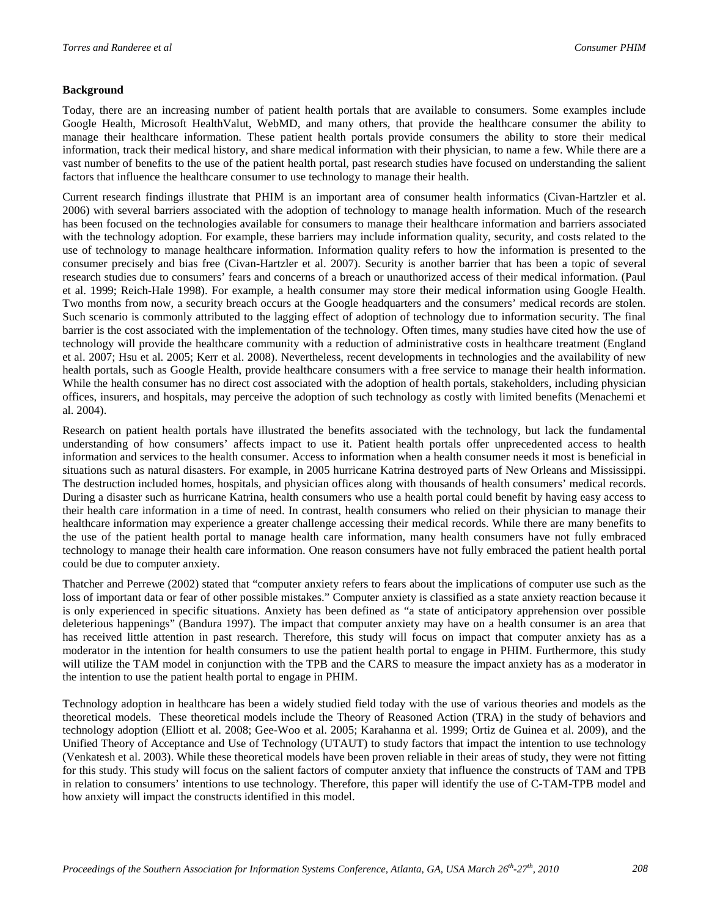**Background**

Today, there are an increasing number of patient health portals that are available to consumers. Some examples include Google Health, Microsoft HealthValut, WebMD, and many others, that provide the healthcare consumer the ability to manage their healthcare information. These patient health portals provide consumers the ability to store their medical information, track their medical history, and share medical information with their physician, to name a few. While there are a vast number of benefits to the use of the patient health portal, past research studies have focused on understanding the salient factors that influence the healthcare consumer to use technology to manage their health.

Current research findings illustrate that PHIM is an important area of consumer health informatics (Civan-Hartzler et al. 2006) with several barriers associated with the adoption of technology to manage health information. Much of the research has been focused on the technologies available for consumers to manage their healthcare information and barriers associated with the technology adoption. For example, these barriers may include information quality, security, and costs related to the use of technology to manage healthcare information. Information quality refers to how the information is presented to the consumer precisely and bias free (Civan-Hartzler et al. 2007). Security is another barrier that has been a topic of several research studies due to consumers' fears and concerns of a breach or unauthorized access of their medical information. (Paul et al. 1999; Reich-Hale 1998). For example, a health consumer may store their medical information using Google Health. Two months from now, a security breach occurs at the Google headquarters and the consumers' medical records are stolen. Such scenario is commonly attributed to the lagging effect of adoption of technology due to information security. The final barrier is the cost associated with the implementation of the technology. Often times, many studies have cited how the use of technology will provide the healthcare community with a reduction of administrative costs in healthcare treatment (England et al. 2007; Hsu et al. 2005; Kerr et al. 2008). Nevertheless, recent developments in technologies and the availability of new health portals, such as Google Health, provide healthcare consumers with a free service to manage their health information. While the health consumer has no direct cost associated with the adoption of health portals, stakeholders, including physician offices, insurers, and hospitals, may perceive the adoption of such technology as costly with limited benefits (Menachemi et al. 2004).

Research on patient health portals have illustrated the benefits associated with the technology, but lack the fundamental understanding of how consumers' affects impact to use it. Patient health portals offer unprecedented access to health information and services to the health consumer. Access to information when a health consumer needs it most is beneficial in situations such as natural disasters. For example, in 2005 hurricane Katrina destroyed parts of New Orleans and Mississippi. The destruction included homes, hospitals, and physician offices along with thousands of health consumers' medical records. During a disaster such as hurricane Katrina, health consumers who use a health portal could benefit by having easy access to their health care information in a time of need. In contrast, health consumers who relied on their physician to manage their healthcare information may experience a greater challenge accessing their medical records. While there are many benefits to the use of the patient health portal to manage health care information, many health consumers have not fully embraced technology to manage their health care information. One reason consumers have not fully embraced the patient health portal could be due to computer anxiety.

Thatcher and Perrewe (2002) stated that "computer anxiety refers to fears about the implications of computer use such as the loss of important data or fear of other possible mistakes." Computer anxiety is classified as a state anxiety reaction because it is only experienced in specific situations. Anxiety has been defined as "a state of anticipatory apprehension over possible deleterious happenings" (Bandura 1997). The impact that computer anxiety may have on a health consumer is an area that has received little attention in past research. Therefore, this study will focus on impact that computer anxiety has as a moderator in the intention for health consumers to use the patient health portal to engage in PHIM. Furthermore, this study will utilize the TAM model in conjunction with the TPB and the CARS to measure the impact anxiety has as a moderator in the intention to use the patient health portal to engage in PHIM.

Technology adoption in healthcare has been a widely studied field today with the use of various theories and models as the theoretical models. These theoretical models include the Theory of Reasoned Action (TRA) in the study of behaviors and technology adoption (Elliott et al. 2008; Gee-Woo et al. 2005; Karahanna et al. 1999; Ortiz de Guinea et al. 2009), and the Unified Theory of Acceptance and Use of Technology (UTAUT) to study factors that impact the intention to use technology (Venkatesh et al. 2003). While these theoretical models have been proven reliable in their areas of study, they were not fitting for this study. This study will focus on the salient factors of computer anxiety that influence the constructs of TAM and TPB in relation to consumers' intentions to use technology. Therefore, this paper will identify the use of C-TAM-TPB model and how anxiety will impact the constructs identified in this model.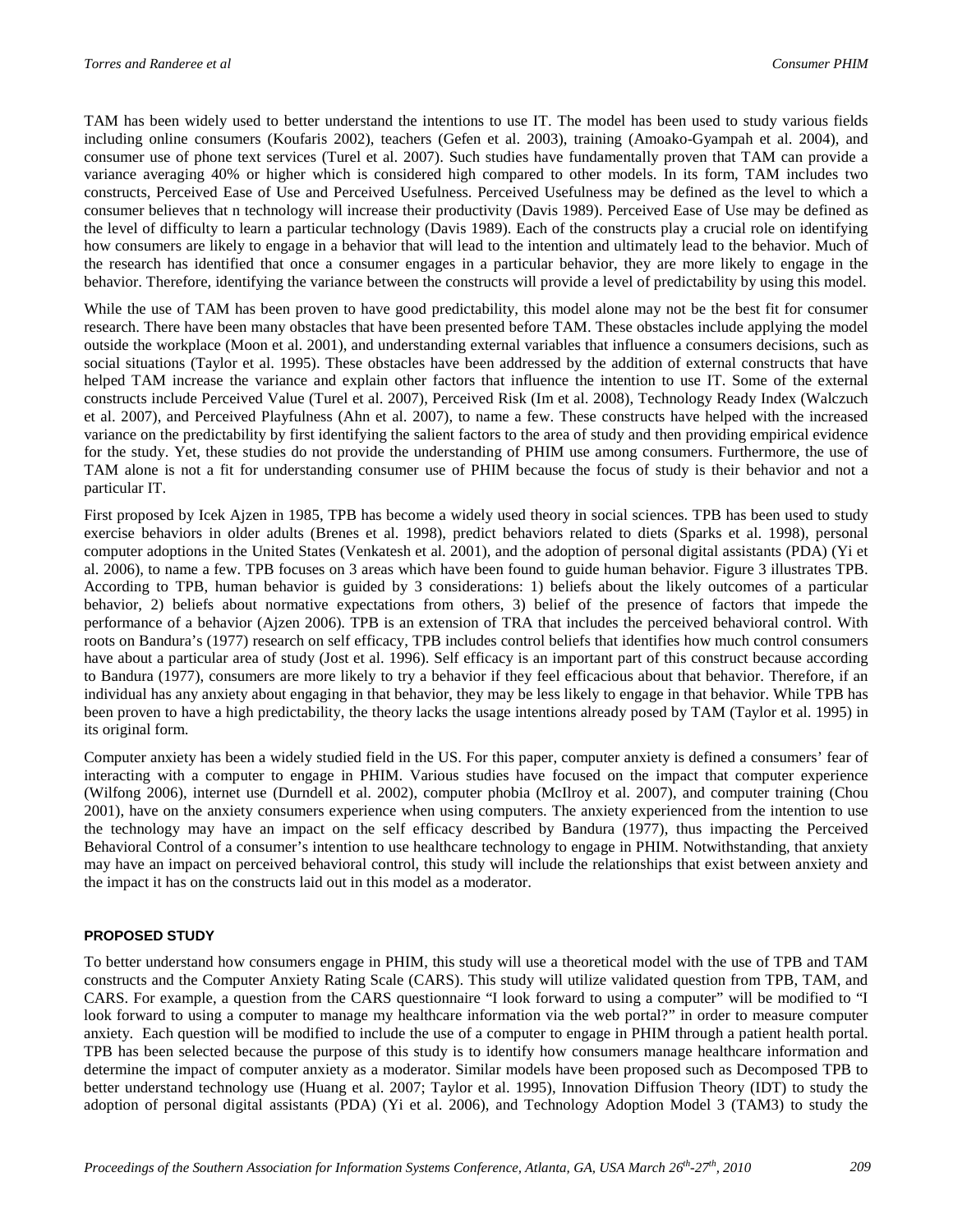TAM has been widely used to better understand the intentions to use IT. The model has been used to study various fields including online consumers (Koufaris 2002), teachers (Gefen et al. 2003), training (Amoako-Gyampah et al. 2004), and consumer use of phone text services (Turel et al. 2007). Such studies have fundamentally proven that TAM can provide a variance averaging 40% or higher which is considered high compared to other models. In its form, TAM includes two constructs, Perceived Ease of Use and Perceived Usefulness. Perceived Usefulness may be defined as the level to which a consumer believes that n technology will increase their productivity (Davis 1989). Perceived Ease of Use may be defined as the level of difficulty to learn a particular technology (Davis 1989). Each of the constructs play a crucial role on identifying how consumers are likely to engage in a behavior that will lead to the intention and ultimately lead to the behavior. Much of the research has identified that once a consumer engages in a particular behavior, they are more likely to engage in the behavior. Therefore, identifying the variance between the constructs will provide a level of predictability by using this model.

While the use of TAM has been proven to have good predictability, this model alone may not be the best fit for consumer research. There have been many obstacles that have been presented before TAM. These obstacles include applying the model outside the workplace (Moon et al. 2001), and understanding external variables that influence a consumers decisions, such as social situations (Taylor et al. 1995). These obstacles have been addressed by the addition of external constructs that have helped TAM increase the variance and explain other factors that influence the intention to use IT. Some of the external constructs include Perceived Value (Turel et al. 2007), Perceived Risk (Im et al. 2008), Technology Ready Index (Walczuch et al. 2007), and Perceived Playfulness (Ahn et al. 2007), to name a few. These constructs have helped with the increased variance on the predictability by first identifying the salient factors to the area of study and then providing empirical evidence for the study. Yet, these studies do not provide the understanding of PHIM use among consumers. Furthermore, the use of TAM alone is not a fit for understanding consumer use of PHIM because the focus of study is their behavior and not a particular IT.

First proposed by Icek Ajzen in 1985, TPB has become a widely used theory in social sciences. TPB has been used to study exercise behaviors in older adults (Brenes et al. 1998), predict behaviors related to diets (Sparks et al. 1998), personal computer adoptions in the United States (Venkatesh et al. 2001), and the adoption of personal digital assistants (PDA) (Yi et al. 2006), to name a few. TPB focuses on 3 areas which have been found to guide human behavior. Figure 3 illustrates TPB. According to TPB, human behavior is guided by 3 considerations: 1) beliefs about the likely outcomes of a particular behavior, 2) beliefs about normative expectations from others, 3) belief of the presence of factors that impede the performance of a behavior (Ajzen 2006). TPB is an extension of TRA that includes the perceived behavioral control. With roots on Bandura's (1977) research on self efficacy, TPB includes control beliefs that identifies how much control consumers have about a particular area of study (Jost et al. 1996). Self efficacy is an important part of this construct because according to Bandura (1977), consumers are more likely to try a behavior if they feel efficacious about that behavior. Therefore, if an individual has any anxiety about engaging in that behavior, they may be less likely to engage in that behavior. While TPB has been proven to have a high predictability, the theory lacks the usage intentions already posed by TAM (Taylor et al. 1995) in its original form.

Computer anxiety has been a widely studied field in the US. For this paper, computer anxiety is defined a consumers' fear of interacting with a computer to engage in PHIM. Various studies have focused on the impact that computer experience (Wilfong 2006), internet use (Durndell et al. 2002), computer phobia (McIlroy et al. 2007), and computer training (Chou 2001), have on the anxiety consumers experience when using computers. The anxiety experienced from the intention to use the technology may have an impact on the self efficacy described by Bandura (1977), thus impacting the Perceived Behavioral Control of a consumer's intention to use healthcare technology to engage in PHIM. Notwithstanding, that anxiety may have an impact on perceived behavioral control, this study will include the relationships that exist between anxiety and the impact it has on the constructs laid out in this model as a moderator.

## PROPOSED STUDY

To better understand how consumers engage in PHIM, this study will use a theoretical model with the use of TPB and TAM constructs and the Computer Anxiety Rating Scale (CARS). This study will utilize validated question from TPB, TAM, and CARS. For example, a question from the CARS questionnaire "I look forward to using a computer" will be modified to "I look forward to using a computer to manage my healthcare information via the web portal?" in order to measure computer anxiety. Each question will be modified to include the use of a computer to engage in PHIM through a patient health portal. TPB has been selected because the purpose of this study is to identify how consumers manage healthcare information and determine the impact of computer anxiety as a moderator. Similar models have been proposed such as Decomposed TPB to better understand technology use (Huang et al. 2007; Taylor et al. 1995), Innovation Diffusion Theory (IDT) to study the adoption of personal digital assistants (PDA) (Yi et al. 2006), and Technology Adoption Model 3 (TAM3) to study the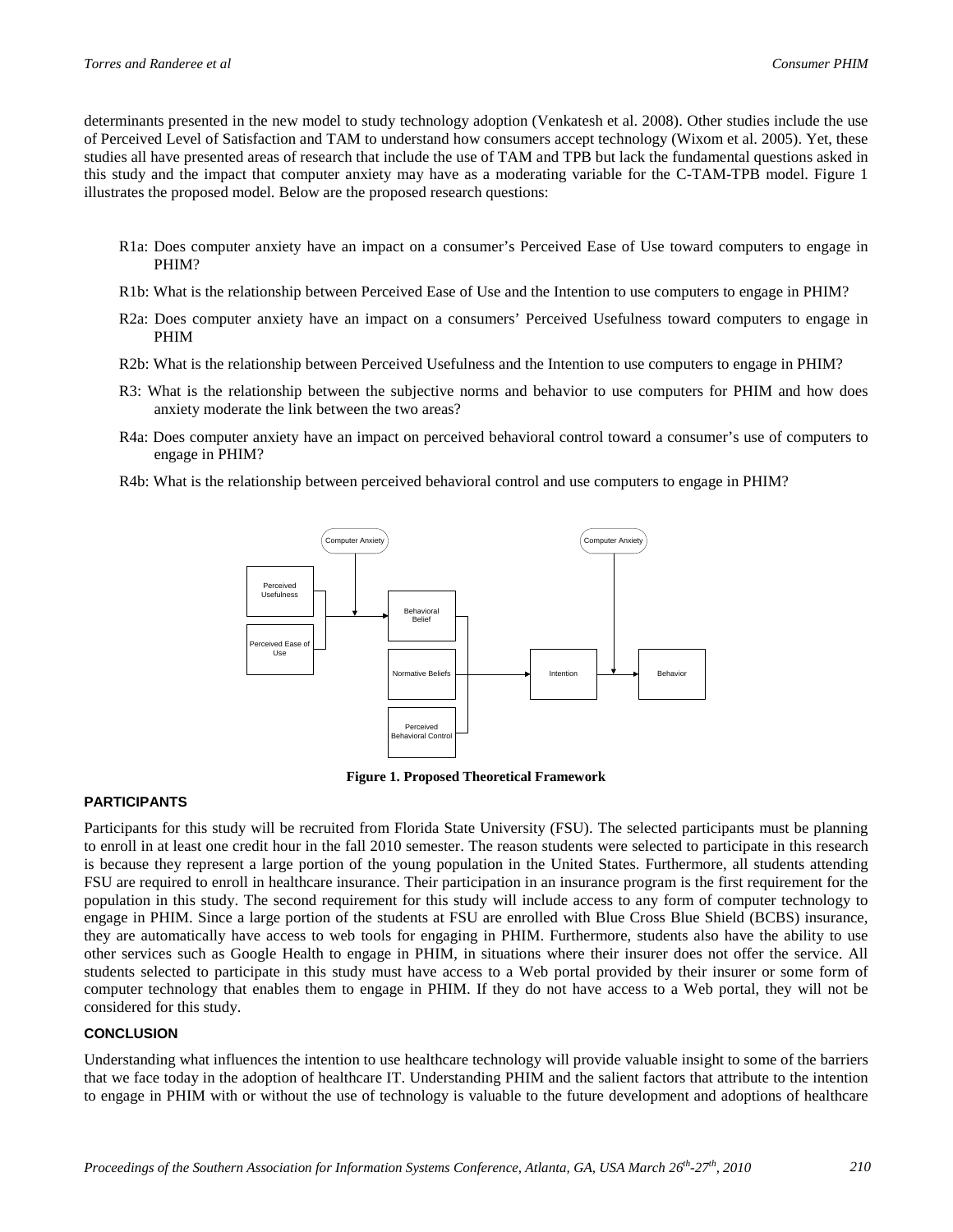determinants presented in the new model to study technology adoption (Venkatesh et al. 2008). Other studies include the use of Perceived Level of Satisfaction and TAM to understand how consumers accept technology (Wixom et al. 2005). Yet, these studies all have presented areas of research that include the use of TAM and TPB but lack the fundamental questions asked in this study and the impact that computer anxiety may have as a moderating variable for the C-TAM-TPB model. Figure 1 illustrates the proposed model. Below are the proposed research questions:

R1a: Does computer anxiety have an impact on a consumer's Perceived Ease of Use toward computers to engage in PHIM?

R1b: What is the relationship between Perceived Ease of Use and the Intention to use computers to engage in PHIM?

R2a: Does computer anxiety have an impact on a consumers' Perceived Usefulness toward computers to engage in PHIM

R2b: What is the relationship between Perceived Usefulness and the Intention to use computers to engage in PHIM?

R3: What is the relationship between the subjective norms and behavior to use computers for PHIM and how does anxiety moderate the link between the two areas?

R4a: Does computer anxiety have an impact on perceived behavioral control toward a consumer's use of computers to engage in PHIM?

R4b: What is the relationship between perceived behavioral control and use computers to engage in PHIM?

**Figure 1. Proposed Theoretical Framework**

### PARTICIPANTS

Participants for this study will be recruited from Florida State University (FSU). The selected participants must be planning to enroll in at least one credit hour in the fall 2010 semester. The reason students were selected to participate in this research is because they represent a large portion of the young population in the United States. Furthermore, all students attending FSU are required to enroll in healthcare insurance. Their participation in an insurance program is the first requirement for the population in this study. The second requirement for this study will include access to any form of computer technology to engage in PHIM. Since a large portion of the students at FSU are enrolled with Blue Cross Blue Shield (BCBS) insurance, they are automatically have access to web tools for engaging in PHIM. Furthermore, students also have the ability to use other services such as Google Health to engage in PHIM, in situations where their insurer does not offer the service. All students selected to participate in this study must have access to a Web portal provided by their insurer or some form of computer technology that enables them to engage in PHIM. If they do not have access to a Web portal, they will not be considered for this study.

### CONCLUSION

Understanding what influences the intention to use healthcare technology will provide valuable insight to some of the barriers that we face today in the adoption of healthcare IT. Understanding PHIM and the salient factors that attribute to the intention to engage in PHIM with or without the use of technology is valuable to the future development and adoptions of healthcare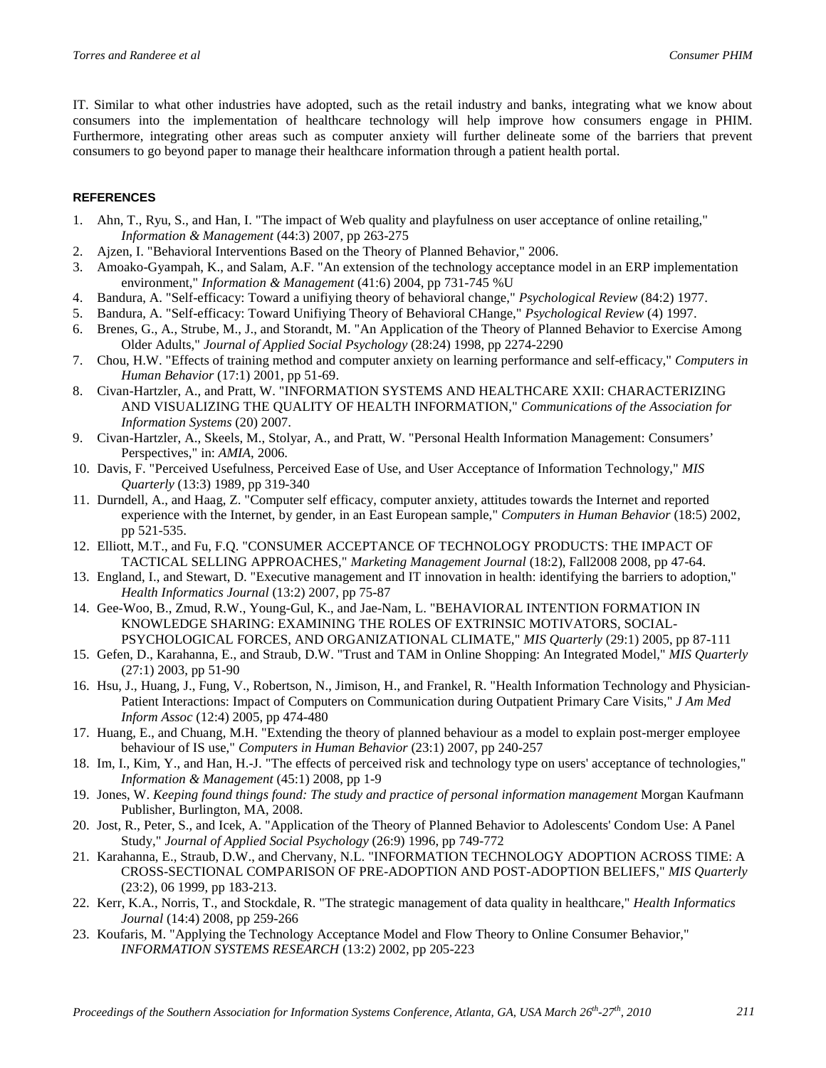IT. Similar to what other industries have adopted, such as the retail industry and banks, integrating what we know about consumers into the implementation of healthcare technology will help improve how consumers engage in PHIM. Furthermore, integrating other areas such as computer anxiety will further delineate some of the barriers that prevent consumers to go beyond paper to manage their healthcare information through a patient health portal.

## REFERENCES

1. Ahn, T., Ryu, S., and Han, I. "The impact of Web quality and playfulness on user acceptance of online retailing," *Information & Management* (44:3) 2007, pp 263-275
2. Ajzen, I. "Behavioral Interventions Based on the Theory of Planned Behavior," 2006.
3. Amoako-Gyampah, K., and Salam, A.F. "An extension of the technology acceptance model in an ERP implementation environment," *Information & Management* (41:6) 2004, pp 731-745 %U
4. Bandura, A. "Self-efficacy: Toward a unifiying theory of behavioral change," *Psychological Review* (84:2) 1977.
5. Bandura, A. "Self-efficacy: Toward Unifiying Theory of Behavioral CHange," *Psychological Review* (4) 1997.
6. Brenes, G., A., Strube, M., J., and Storandt, M. "An Application of the Theory of Planned Behavior to Exercise Among Older Adults," *Journal of Applied Social Psychology* (28:24) 1998, pp 2274-2290
7. Chou, H.W. "Effects of training method and computer anxiety on learning performance and self-efficacy," *Computers in Human Behavior* (17:1) 2001, pp 51-69.
8. Civan-Hartzler, A., and Pratt, W. "INFORMATION SYSTEMS AND HEALTHCARE XXII: CHARACTERIZING AND VISUALIZING THE QUALITY OF HEALTH INFORMATION," *Communications of the Association for Information Systems* (20) 2007.
9. Civan-Hartzler, A., Skeels, M., Stolyar, A., and Pratt, W. "Personal Health Information Management: Consumers' Perspectives," in: *AMIA*, 2006.
10. Davis, F. "Perceived Usefulness, Perceived Ease of Use, and User Acceptance of Information Technology," *MIS Quarterly* (13:3) 1989, pp 319-340
11. Durndell, A., and Haag, Z. "Computer self efficacy, computer anxiety, attitudes towards the Internet and reported experience with the Internet, by gender, in an East European sample," *Computers in Human Behavior* (18:5) 2002, pp 521-535.
12. Elliott, M.T., and Fu, F.Q. "CONSUMER ACCEPTANCE OF TECHNOLOGY PRODUCTS: THE IMPACT OF TACTICAL SELLING APPROACHES," *Marketing Management Journal* (18:2), Fall2008 2008, pp 47-64.
13. England, I., and Stewart, D. "Executive management and IT innovation in health: identifying the barriers to adoption," *Health Informatics Journal* (13:2) 2007, pp 75-87
14. Gee-Woo, B., Zmud, R.W., Young-Gul, K., and Jae-Nam, L. "BEHAVIORAL INTENTION FORMATION IN KNOWLEDGE SHARING: EXAMINING THE ROLES OF EXTRINSIC MOTIVATORS, SOCIAL-PSYCHOLOGICAL FORCES, AND ORGANIZATIONAL CLIMATE," *MIS Quarterly* (29:1) 2005, pp 87-111
15. Gefen, D., Karahanna, E., and Straub, D.W. "Trust and TAM in Online Shopping: An Integrated Model," *MIS Quarterly* (27:1) 2003, pp 51-90
16. Hsu, J., Huang, J., Fung, V., Robertson, N., Jimison, H., and Frankel, R. "Health Information Technology and Physician-Patient Interactions: Impact of Computers on Communication during Outpatient Primary Care Visits," *J Am Med Inform Assoc* (12:4) 2005, pp 474-480
17. Huang, E., and Chuang, M.H. "Extending the theory of planned behaviour as a model to explain post-merger employee behaviour of IS use," *Computers in Human Behavior* (23:1) 2007, pp 240-257
18. Im, I., Kim, Y., and Han, H.-J. "The effects of perceived risk and technology type on users' acceptance of technologies," *Information & Management* (45:1) 2008, pp 1-9
19. Jones, W. *Keeping found things found: The study and practice of personal information management* Morgan Kaufmann Publisher, Burlington, MA, 2008.
20. Jost, R., Peter, S., and Icek, A. "Application of the Theory of Planned Behavior to Adolescents' Condom Use: A Panel Study," *Journal of Applied Social Psychology* (26:9) 1996, pp 749-772
21. Karahanna, E., Straub, D.W., and Chervany, N.L. "INFORMATION TECHNOLOGY ADOPTION ACROSS TIME: A CROSS-SECTIONAL COMPARISON OF PRE-ADOPTION AND POST-ADOPTION BELIEFS," *MIS Quarterly* (23:2), 06 1999, pp 183-213.
22. Kerr, K.A., Norris, T., and Stockdale, R. "The strategic management of data quality in healthcare," *Health Informatics Journal* (14:4) 2008, pp 259-266
23. Koufaris, M. "Applying the Technology Acceptance Model and Flow Theory to Online Consumer Behavior," *INFORMATION SYSTEMS RESEARCH* (13:2) 2002, pp 205-223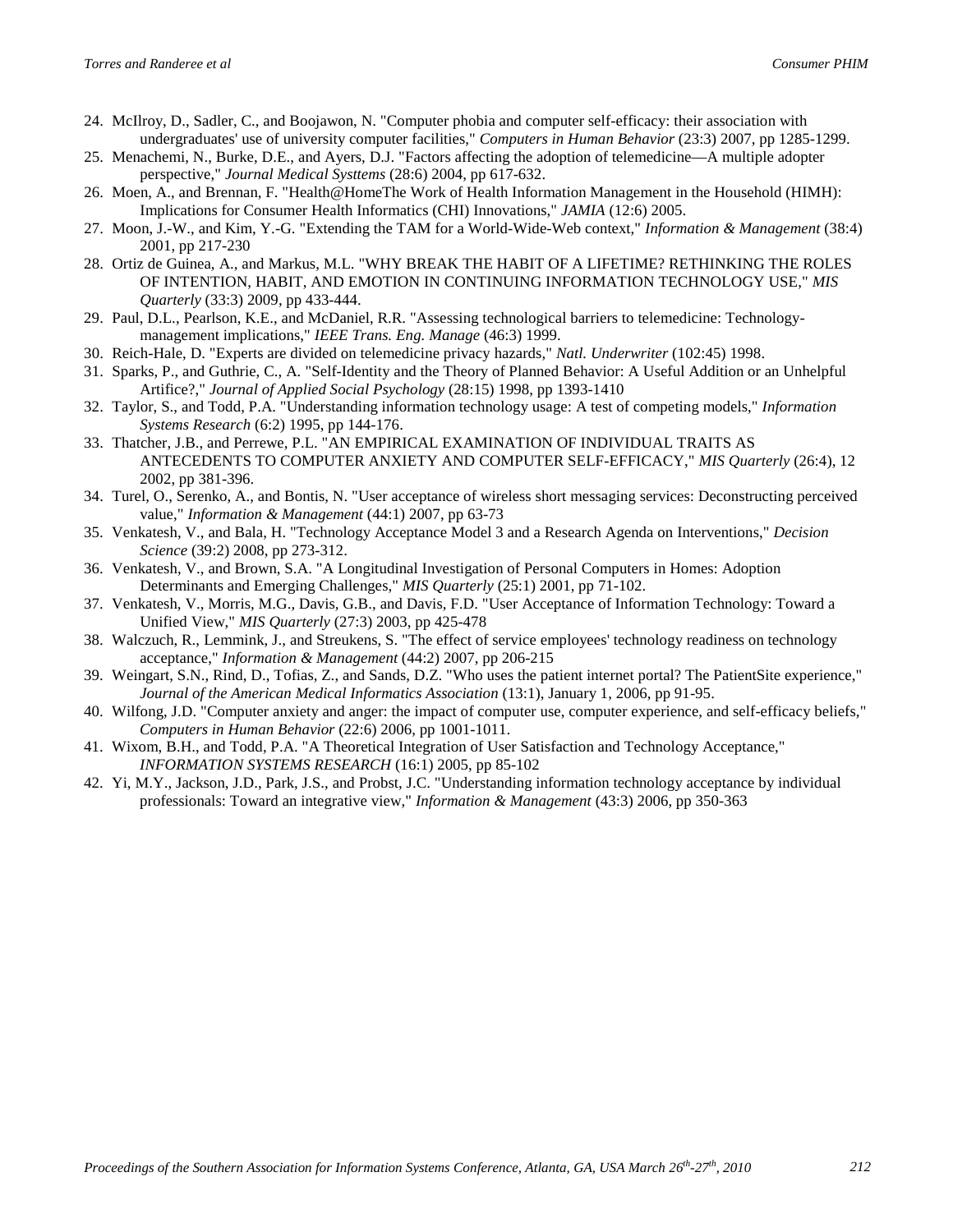24. McIlroy, D., Sadler, C., and Boojawon, N. "Computer phobia and computer self-efficacy: their association with undergraduates' use of university computer facilities," *Computers in Human Behavior* (23:3) 2007, pp 1285-1299.
25. Menachemi, N., Burke, D.E., and Ayers, D.J. "Factors affecting the adoption of telemedicine—A multiple adopter perspective," *Journal Medical Systtems* (28:6) 2004, pp 617-632.
26. Moen, A., and Brennan, F. "Health@HomeThe Work of Health Information Management in the Household (HIMH): Implications for Consumer Health Informatics (CHI) Innovations," *JAMIA* (12:6) 2005.
27. Moon, J.-W., and Kim, Y.-G. "Extending the TAM for a World-Wide-Web context," *Information & Management* (38:4) 2001, pp 217-230
28. Ortiz de Guinea, A., and Markus, M.L. "WHY BREAK THE HABIT OF A LIFETIME? RETHINKING THE ROLES OF INTENTION, HABIT, AND EMOTION IN CONTINUING INFORMATION TECHNOLOGY USE," *MIS Quarterly* (33:3) 2009, pp 433-444.
29. Paul, D.L., Pearlson, K.E., and McDaniel, R.R. "Assessing technological barriers to telemedicine: Technology-management implications," *IEEE Trans. Eng. Manage* (46:3) 1999.
30. Reich-Hale, D. "Experts are divided on telemedicine privacy hazards," *Natl. Underwriter* (102:45) 1998.
31. Sparks, P., and Guthrie, C., A. "Self-Identity and the Theory of Planned Behavior: A Useful Addition or an Unhelpful Artifice?," *Journal of Applied Social Psychology* (28:15) 1998, pp 1393-1410
32. Taylor, S., and Todd, P.A. "Understanding information technology usage: A test of competing models," *Information Systems Research* (6:2) 1995, pp 144-176.
33. Thatcher, J.B., and Perrewe, P.L. "AN EMPIRICAL EXAMINATION OF INDIVIDUAL TRAITS AS ANTECEDENTS TO COMPUTER ANXIETY AND COMPUTER SELF-EFFICACY," *MIS Quarterly* (26:4), 12 2002, pp 381-396.
34. Turel, O., Serenko, A., and Bontis, N. "User acceptance of wireless short messaging services: Deconstructing perceived value," *Information & Management* (44:1) 2007, pp 63-73
35. Venkatesh, V., and Bala, H. "Technology Acceptance Model 3 and a Research Agenda on Interventions," *Decision Science* (39:2) 2008, pp 273-312.
36. Venkatesh, V., and Brown, S.A. "A Longitudinal Investigation of Personal Computers in Homes: Adoption Determinants and Emerging Challenges," *MIS Quarterly* (25:1) 2001, pp 71-102.
37. Venkatesh, V., Morris, M.G., Davis, G.B., and Davis, F.D. "User Acceptance of Information Technology: Toward a Unified View," *MIS Quarterly* (27:3) 2003, pp 425-478
38. Walczuch, R., Lemmink, J., and Streukens, S. "The effect of service employees' technology readiness on technology acceptance," *Information & Management* (44:2) 2007, pp 206-215
39. Weingart, S.N., Rind, D., Tofias, Z., and Sands, D.Z. "Who uses the patient internet portal? The PatientSite experience," *Journal of the American Medical Informatics Association* (13:1), January 1, 2006, pp 91-95.
40. Wilfong, J.D. "Computer anxiety and anger: the impact of computer use, computer experience, and self-efficacy beliefs," *Computers in Human Behavior* (22:6) 2006, pp 1001-1011.
41. Wixom, B.H., and Todd, P.A. "A Theoretical Integration of User Satisfaction and Technology Acceptance," *INFORMATION SYSTEMS RESEARCH* (16:1) 2005, pp 85-102
42. Yi, M.Y., Jackson, J.D., Park, J.S., and Probst, J.C. "Understanding information technology acceptance by individual professionals: Toward an integrative view," *Information & Management* (43:3) 2006, pp 350-363